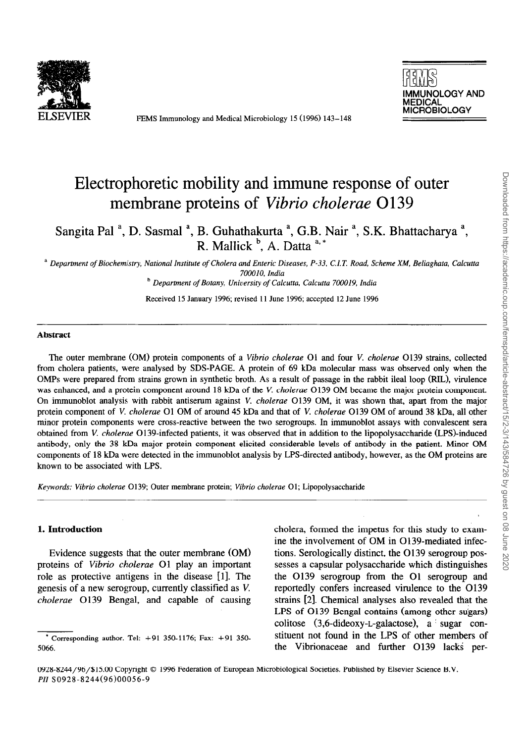# Electrophoretic mobility and immune response of outer membrane proteins of *Vibrio cholerae* O139

Sangita Pal [a], D. Sasmal [a], B. Guhathakurta [a], G.B. Nair [a], S.K. Bhattacharya [a], R. Mallick [b], A. Datta [a,*]

[a] *Department of Biochemistry, National Institute of Cholera and Enteric Diseases, P-33, C.I.T. Road, Scheme XM, Beliaghata, Calcutta 700010, India*

[b] *Department of Botany, University of Calcutta, Calcutta 700019, India*

Received 15 January 1996; revised 11 June 1996; accepted 12 June 1996

---

## Abstract

The outer membrane (OM) protein components of a *Vibrio cholerae* O1 and four *V. cholerae* O139 strains, collected from cholera patients, were analysed by SDS-PAGE. A protein of 69 kDa molecular mass was observed only when the OMPs were prepared from strains grown in synthetic broth. As a result of passage in the rabbit ileal loop (RIL), virulence was enhanced, and a protein component around 18 kDa of the *V. cholerae* O139 OM became the major protein component. On immunoblot analysis with rabbit antiserum against *V. cholerae* O139 OM, it was shown that, apart from the major protein component of *V. cholerae* O1 OM of around 45 kDa and that of *V. cholerae* O139 OM of around 38 kDa, all other minor protein components were cross-reactive between the two serogroups. In immunoblot assays with convalescent sera obtained from *V. cholerae* O139-infected patients, it was observed that in addition to the lipopolysaccharide (LPS)-induced antibody, only the 38 kDa major protein component elicited considerable levels of antibody in the patient. Minor OM components of 18 kDa were detected in the immunoblot analysis by LPS-directed antibody, however, as the OM proteins are known to be associated with LPS.

*Keywords:* *Vibrio cholerae* O139; Outer membrane protein; *Vibrio cholerae* O1; Lipopolysaccharide

---

## 1. Introduction

Evidence suggests that the outer membrane (OM) proteins of *Vibrio cholerae* O1 play an important role as protective antigens in the disease [1]. The genesis of a new serogroup, currently classified as *V. cholerae* O139 Bengal, and capable of causing cholera, formed the impetus for this study to examine the involvement of OM in O139-mediated infections. Serologically distinct, the O139 serogroup possesses a capsular polysaccharide which distinguishes the O139 serogroup from the O1 serogroup and reportedly confers increased virulence to the O139 strains [2]. Chemical analyses also revealed that the LPS of O139 Bengal contains (among other sugars) colitose (3,6-dideoxy-L-galactose), a sugar constituent not found in the LPS of other members of the Vibrionaceae and further O139 lacks per-

---

\* Corresponding author. Tel: +91 350-1176; Fax: +91 350-5066.

0928-8244/96/$15.00 Copyright © 1996 Federation of European Microbiological Societies. Published by Elsevier Science B.V.
*PII* S0928-8244(96)00056-9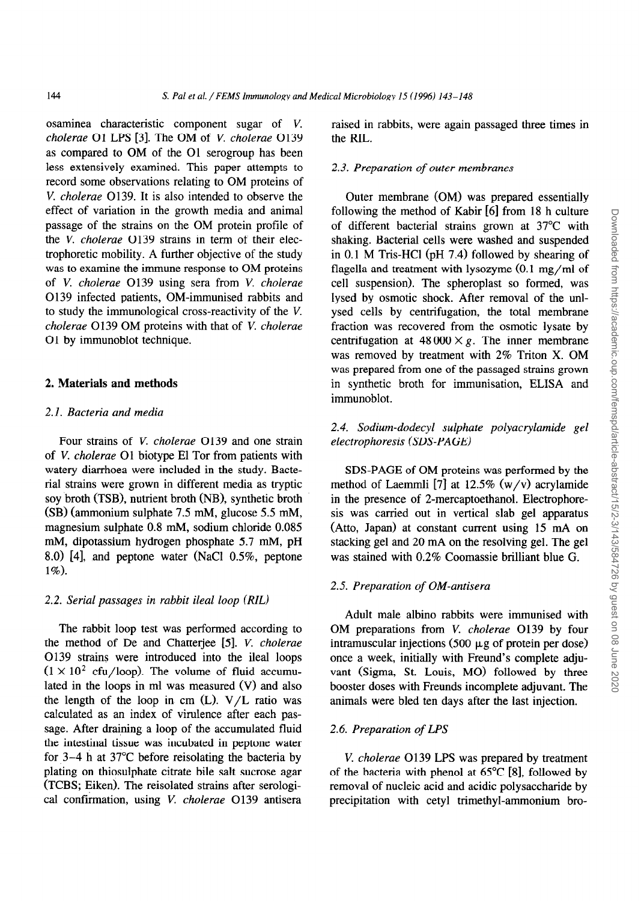osaminea characteristic component sugar of *V. cholerae* O1 LPS [3]. The OM of *V. cholerae* O139 as compared to OM of the O1 serogroup has been less extensively examined. This paper attempts to record some observations relating to OM proteins of *V. cholerae* O139. It is also intended to observe the effect of variation in the growth media and animal passage of the strains on the OM protein profile of the *V. cholerae* O139 strains in term of their electrophoretic mobility. A further objective of the study was to examine the immune response to OM proteins of *V. cholerae* O139 using sera from *V. cholerae* O139 infected patients, OM-immunised rabbits and to study the immunological cross-reactivity of the *V. cholerae* O139 OM proteins with that of *V. cholerae* O1 by immunoblot technique.

## 2. Materials and methods

### 2.1. Bacteria and media

Four strains of *V. cholerae* O139 and one strain of *V. cholerae* O1 biotype El Tor from patients with watery diarrhoea were included in the study. Bacterial strains were grown in different media as tryptic soy broth (TSB), nutrient broth (NB), synthetic broth (SB) (ammonium sulphate 7.5 mM, glucose 5.5 mM, magnesium sulphate 0.8 mM, sodium chloride 0.085 mM, dipotassium hydrogen phosphate 5.7 mM, pH 8.0) [4], and peptone water (NaCl 0.5%, peptone 1%).

### 2.2. Serial passages in rabbit ileal loop (RIL)

The rabbit loop test was performed according to the method of De and Chatterjee [5]. *V. cholerae* O139 strains were introduced into the ileal loops ($1 \times 10^2$ cfu/loop). The volume of fluid accumulated in the loops in ml was measured (V) and also the length of the loop in cm (L). V/L ratio was calculated as an index of virulence after each passage. After draining a loop of the accumulated fluid the intestinal tissue was incubated in peptone water for 3–4 h at 37°C before reisolating the bacteria by plating on thiosulphate citrate bile salt sucrose agar (TCBS; Eiken). The reisolated strains after serological confirmation, using *V. cholerae* O139 antisera raised in rabbits, were again passaged three times in the RIL.

### 2.3. Preparation of outer membranes

Outer membrane (OM) was prepared essentially following the method of Kabir [6] from 18 h culture of different bacterial strains grown at 37°C with shaking. Bacterial cells were washed and suspended in 0.1 M Tris-HCl (pH 7.4) followed by shearing of flagella and treatment with lysozyme (0.1 mg/ml of cell suspension). The spheroplast so formed, was lysed by osmotic shock. After removal of the unlysed cells by centrifugation, the total membrane fraction was recovered from the osmotic lysate by centrifugation at $48\,000 \times g$. The inner membrane was removed by treatment with 2% Triton X. OM was prepared from one of the passaged strains grown in synthetic broth for immunisation, ELISA and immunoblot.

### 2.4. Sodium-dodecyl sulphate polyacrylamide gel electrophoresis (SDS-PAGE)

SDS-PAGE of OM proteins was performed by the method of Laemmli [7] at 12.5% (w/v) acrylamide in the presence of 2-mercaptoethanol. Electrophoresis was carried out in vertical slab gel apparatus (Atto, Japan) at constant current using 15 mA on stacking gel and 20 mA on the resolving gel. The gel was stained with 0.2% Coomassie brilliant blue G.

### 2.5. Preparation of OM-antisera

Adult male albino rabbits were immunised with OM preparations from *V. cholerae* O139 by four intramuscular injections (500 μg of protein per dose) once a week, initially with Freund's complete adjuvant (Sigma, St. Louis, MO) followed by three booster doses with Freunds incomplete adjuvant. The animals were bled ten days after the last injection.

### 2.6. Preparation of LPS

*V. cholerae* O139 LPS was prepared by treatment of the bacteria with phenol at 65°C [8], followed by removal of nucleic acid and acidic polysaccharide by precipitation with cetyl trimethyl-ammonium bro-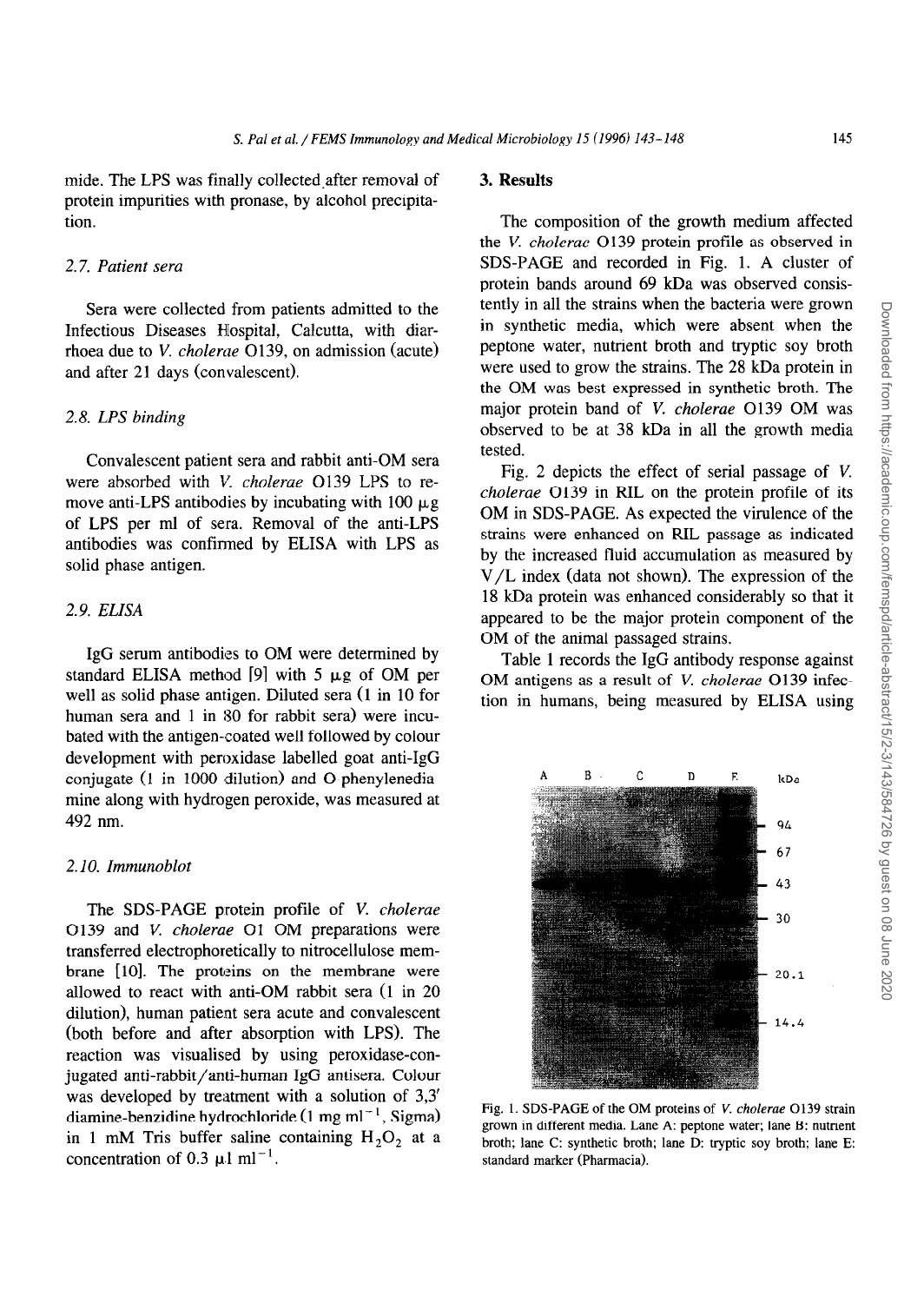mide. The LPS was finally collected after removal of protein impurities with pronase, by alcohol precipitation.

### 2.7. Patient sera

Sera were collected from patients admitted to the Infectious Diseases Hospital, Calcutta, with diarrhoea due to *V. cholerae* O139, on admission (acute) and after 21 days (convalescent).

### 2.8. LPS binding

Convalescent patient sera and rabbit anti-OM sera were absorbed with *V. cholerae* O139 LPS to remove anti-LPS antibodies by incubating with 100 μg of LPS per ml of sera. Removal of the anti-LPS antibodies was confirmed by ELISA with LPS as solid phase antigen.

### 2.9. ELISA

IgG serum antibodies to OM were determined by standard ELISA method [9] with 5 μg of OM per well as solid phase antigen. Diluted sera (1 in 10 for human sera and 1 in 80 for rabbit sera) were incubated with the antigen-coated well followed by colour development with peroxidase labelled goat anti-IgG conjugate (1 in 1000 dilution) and O phenylenediamine along with hydrogen peroxide, was measured at 492 nm.

### 2.10. Immunoblot

The SDS-PAGE protein profile of *V. cholerae* O139 and *V. cholerae* O1 OM preparations were transferred electrophoretically to nitrocellulose membrane [10]. The proteins on the membrane were allowed to react with anti-OM rabbit sera (1 in 20 dilution), human patient sera acute and convalescent (both before and after absorption with LPS). The reaction was visualised by using peroxidase-conjugated anti-rabbit/anti-human IgG antisera. Colour was developed by treatment with a solution of 3,3′ diamine-benzidine hydrochloride (1 mg $ml^{-1}$, Sigma) in 1 mM Tris buffer saline containing $H_2O_2$ at a concentration of 0.3 μl $ml^{-1}$.

## 3. Results

The composition of the growth medium affected the *V. cholerae* O139 protein profile as observed in SDS-PAGE and recorded in Fig. 1. A cluster of protein bands around 69 kDa was observed consistently in all the strains when the bacteria were grown in synthetic media, which were absent when the peptone water, nutrient broth and tryptic soy broth were used to grow the strains. The 28 kDa protein in the OM was best expressed in synthetic broth. The major protein band of *V. cholerae* O139 OM was observed to be at 38 kDa in all the growth media tested.

Fig. 2 depicts the effect of serial passage of *V. cholerae* O139 in RIL on the protein profile of its OM in SDS-PAGE. As expected the virulence of the strains were enhanced on RIL passage as indicated by the increased fluid accumulation as measured by V/L index (data not shown). The expression of the 18 kDa protein was enhanced considerably so that it appeared to be the major protein component of the OM of the animal passaged strains.

Table 1 records the IgG antibody response against OM antigens as a result of *V. cholerae* O139 infection in humans, being measured by ELISA using

Fig. 1. SDS-PAGE of the OM proteins of *V. cholerae* O139 strain grown in different media. Lane A: peptone water; lane B: nutrient broth; lane C: synthetic broth; lane D: tryptic soy broth; lane E: standard marker (Pharmacia).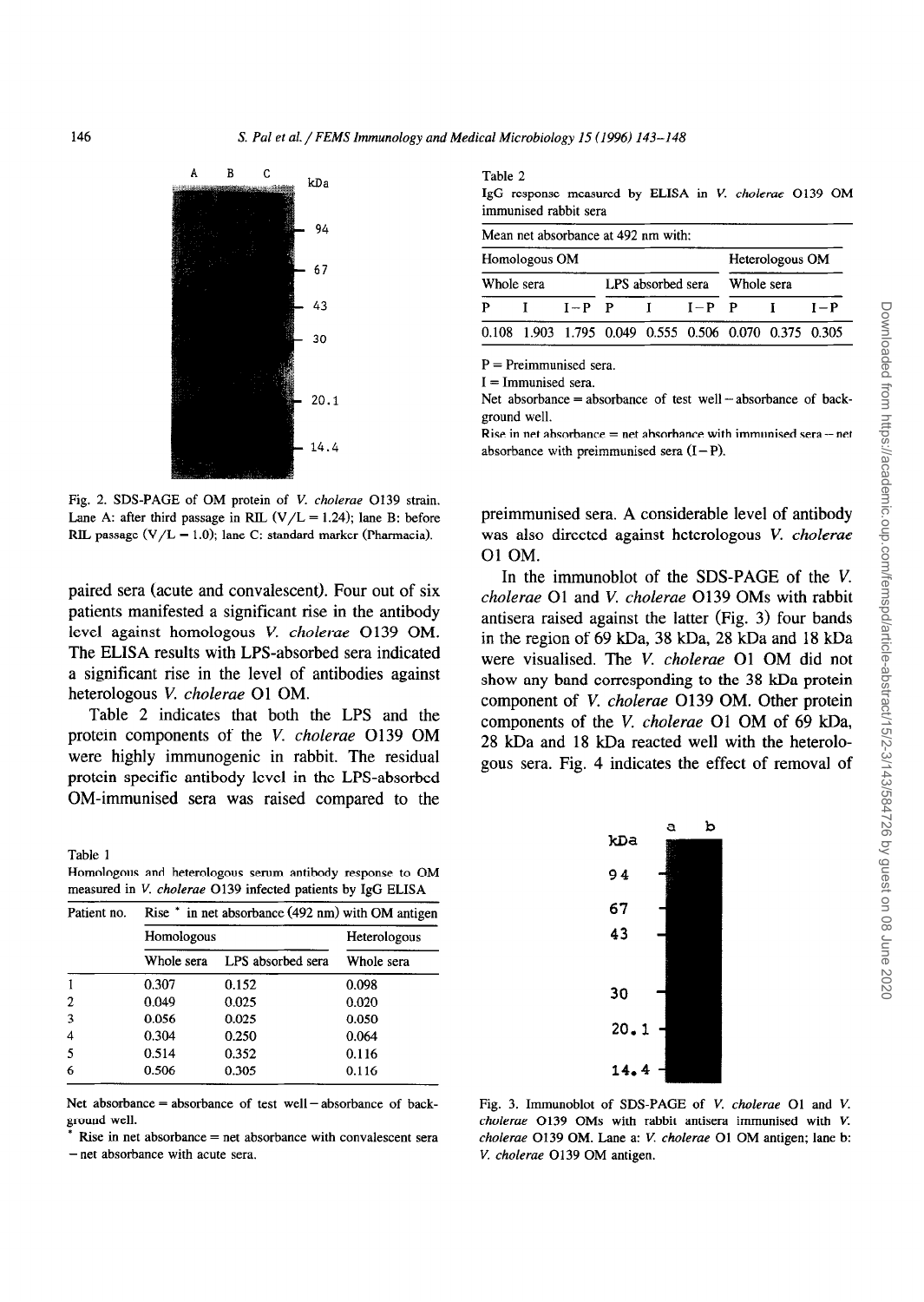Fig. 2. SDS-PAGE of OM protein of *V. cholerae* O139 strain. Lane A: after third passage in RIL (V/L = 1.24); lane B: before RIL passage (V/L = 1.0); lane C: standard marker (Pharmacia).

paired sera (acute and convalescent). Four out of six patients manifested a significant rise in the antibody level against homologous *V. cholerae* O139 OM. The ELISA results with LPS-absorbed sera indicated a significant rise in the level of antibodies against heterologous *V. cholerae* O1 OM.

Table 2 indicates that both the LPS and the protein components of the *V. cholerae* O139 OM were highly immunogenic in rabbit. The residual protein specific antibody level in the LPS-absorbed OM-immunised sera was raised compared to the preimmunised sera. A considerable level of antibody was also directed against heterologous *V. cholerae* O1 OM.

In the immunoblot of the SDS-PAGE of the *V. cholerae* O1 and *V. cholerae* O139 OMs with rabbit antisera raised against the latter (Fig. 3) four bands in the region of 69 kDa, 38 kDa, 28 kDa and 18 kDa were visualised. The *V. cholerae* O1 OM did not show any band corresponding to the 38 kDa protein component of *V. cholerae* O139 OM. Other protein components of the *V. cholerae* O1 OM of 69 kDa, 28 kDa and 18 kDa reacted well with the heterologous sera. Fig. 4 indicates the effect of removal of

Table 1
Homologous and heterologous serum antibody response to OM measured in *V. cholerae* O139 infected patients by IgG ELISA

| Patient no. | Rise * in net absorbance (492 nm) with OM antigen | | |
|---|---|---|---|
| | Homologous | | Heterologous |
| | Whole sera | LPS absorbed sera | Whole sera |
| 1 | 0.307 | 0.152 | 0.098 |
| 2 | 0.049 | 0.025 | 0.020 |
| 3 | 0.056 | 0.025 | 0.050 |
| 4 | 0.304 | 0.250 | 0.064 |
| 5 | 0.514 | 0.352 | 0.116 |
| 6 | 0.506 | 0.305 | 0.116 |

Net absorbance = absorbance of test well − absorbance of background well.

* Rise in net absorbance = net absorbance with convalescent sera − net absorbance with acute sera.

Table 2
IgG response measured by ELISA in *V. cholerae* O139 OM immunised rabbit sera

| Mean net absorbance at 492 nm with: | | | | | | | | |
|---|---|---|---|---|---|---|---|---|
| Homologous OM | | | | | | Heterologous OM | | |
| Whole sera | | | LPS absorbed sera | | | Whole sera | | |
| P | I | I − P | P | I | I − P | P | I | I − P |
| 0.108 | 1.903 | 1.795 | 0.049 | 0.555 | 0.506 | 0.070 | 0.375 | 0.305 |

P = Preimmunised sera.
I = Immunised sera.
Net absorbance = absorbance of test well − absorbance of background well.
Rise in net absorbance = net absorbance with immunised sera − net absorbance with preimmunised sera (I − P).

Fig. 3. Immunoblot of SDS-PAGE of *V. cholerae* O1 and *V. cholerae* O139 OMs with rabbit antisera immunised with *V. cholerae* O139 OM. Lane a: *V. cholerae* O1 OM antigen; lane b: *V. cholerae* O139 OM antigen.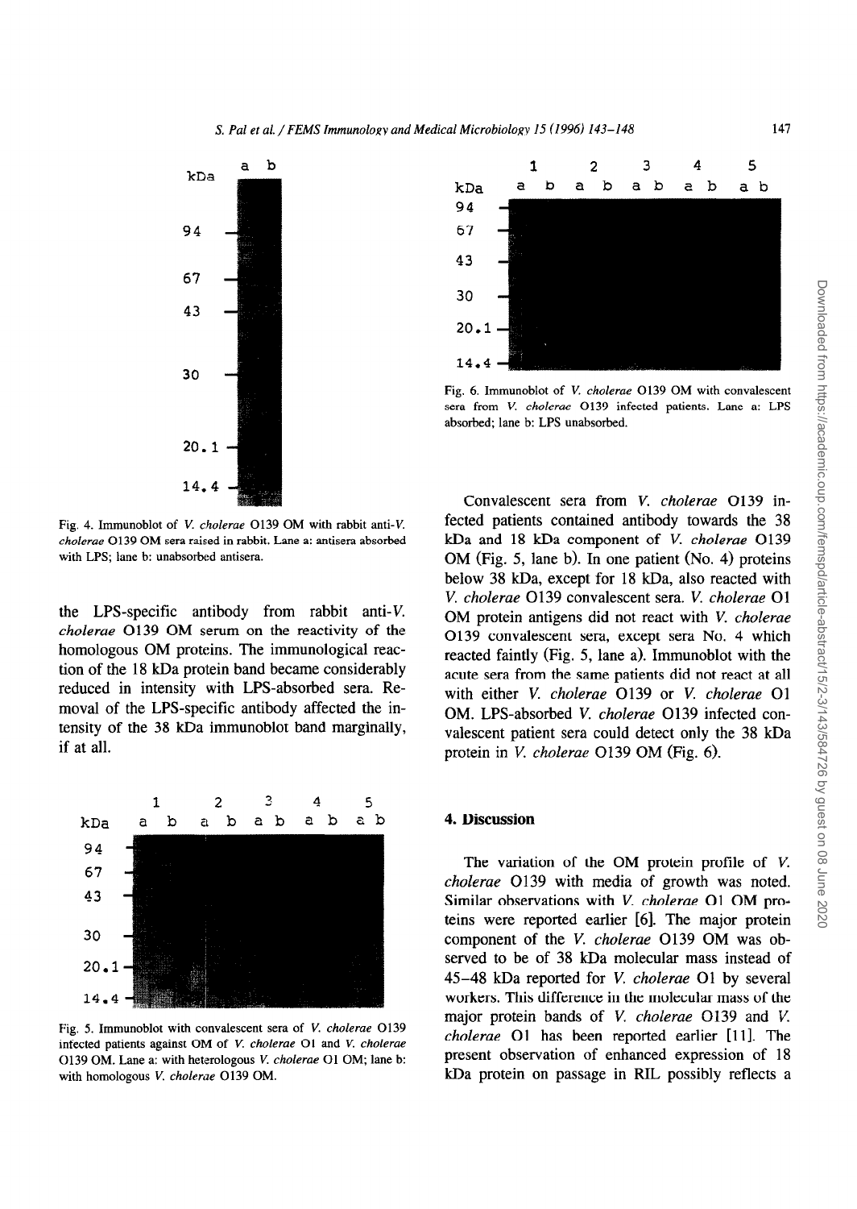Fig. 4. Immunoblot of *V. cholerae* O139 OM with rabbit anti-*V. cholerae* O139 OM sera raised in rabbit. Lane a: antisera absorbed with LPS; lane b: unabsorbed antisera.

the LPS-specific antibody from rabbit anti-*V. cholerae* O139 OM serum on the reactivity of the homologous OM proteins. The immunological reaction of the 18 kDa protein band became considerably reduced in intensity with LPS-absorbed sera. Removal of the LPS-specific antibody affected the intensity of the 38 kDa immunoblot band marginally, if at all.

Fig. 5. Immunoblot with convalescent sera of *V. cholerae* O139 infected patients against OM of *V. cholerae* O1 and *V. cholerae* O139 OM. Lane a: with heterologous *V. cholerae* O1 OM; lane b: with homologous *V. cholerae* O139 OM.

Fig. 6. Immunoblot of *V. cholerae* O139 OM with convalescent sera from *V. cholerae* O139 infected patients. Lane a: LPS absorbed; lane b: LPS unabsorbed.

Convalescent sera from *V. cholerae* O139 infected patients contained antibody towards the 38 kDa and 18 kDa component of *V. cholerae* O139 OM (Fig. 5, lane b). In one patient (No. 4) proteins below 38 kDa, except for 18 kDa, also reacted with *V. cholerae* O139 convalescent sera. *V. cholerae* O1 OM protein antigens did not react with *V. cholerae* O139 convalescent sera, except sera No. 4 which reacted faintly (Fig. 5, lane a). Immunoblot with the acute sera from the same patients did not react at all with either *V. cholerae* O139 or *V. cholerae* O1 OM. LPS-absorbed *V. cholerae* O139 infected convalescent patient sera could detect only the 38 kDa protein in *V. cholerae* O139 OM (Fig. 6).

## 4. Discussion

The variation of the OM protein profile of *V. cholerae* O139 with media of growth was noted. Similar observations with *V. cholerae* O1 OM proteins were reported earlier [6]. The major protein component of the *V. cholerae* O139 OM was observed to be of 38 kDa molecular mass instead of 45–48 kDa reported for *V. cholerae* O1 by several workers. This difference in the molecular mass of the major protein bands of *V. cholerae* O139 and *V. cholerae* O1 has been reported earlier [11]. The present observation of enhanced expression of 18 kDa protein on passage in RIL possibly reflects a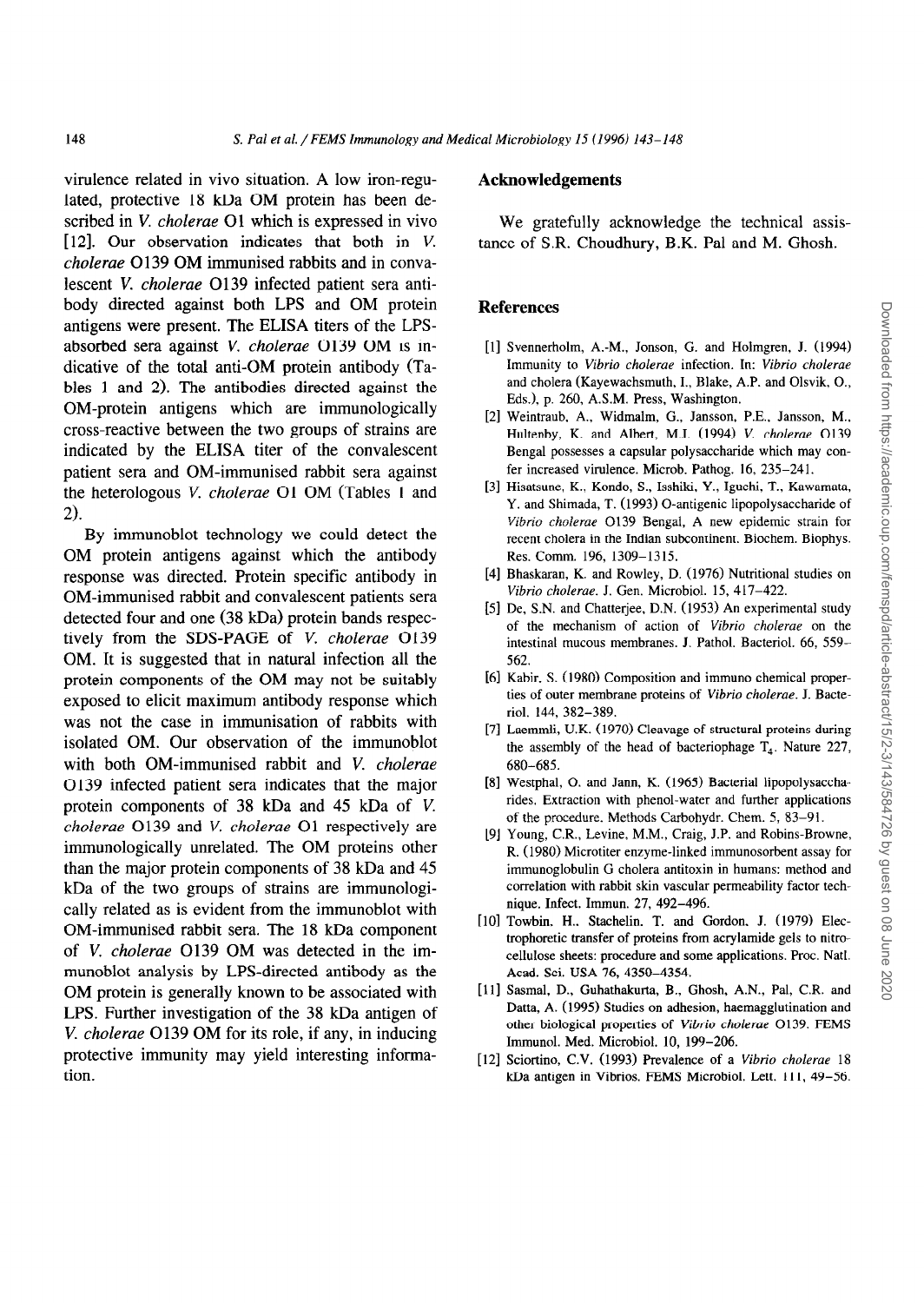virulence related in vivo situation. A low iron-regulated, protective 18 kDa OM protein has been described in *V. cholerae* O1 which is expressed in vivo [12]. Our observation indicates that both in *V. cholerae* O139 OM immunised rabbits and in convalescent *V. cholerae* O139 infected patient sera antibody directed against both LPS and OM protein antigens were present. The ELISA titers of the LPS-absorbed sera against *V. cholerae* O139 OM is indicative of the total anti-OM protein antibody (Tables 1 and 2). The antibodies directed against the OM-protein antigens which are immunologically cross-reactive between the two groups of strains are indicated by the ELISA titer of the convalescent patient sera and OM-immunised rabbit sera against the heterologous *V. cholerae* O1 OM (Tables 1 and 2).

By immunoblot technology we could detect the OM protein antigens against which the antibody response was directed. Protein specific antibody in OM-immunised rabbit and convalescent patients sera detected four and one (38 kDa) protein bands respectively from the SDS-PAGE of *V. cholerae* O139 OM. It is suggested that in natural infection all the protein components of the OM may not be suitably exposed to elicit maximum antibody response which was not the case in immunisation of rabbits with isolated OM. Our observation of the immunoblot with both OM-immunised rabbit and *V. cholerae* O139 infected patient sera indicates that the major protein components of 38 kDa and 45 kDa of *V. cholerae* O139 and *V. cholerae* O1 respectively are immunologically unrelated. The OM proteins other than the major protein components of 38 kDa and 45 kDa of the two groups of strains are immunologically related as is evident from the immunoblot with OM-immunised rabbit sera. The 18 kDa component of *V. cholerae* O139 OM was detected in the immunoblot analysis by LPS-directed antibody as the OM protein is generally known to be associated with LPS. Further investigation of the 38 kDa antigen of *V. cholerae* O139 OM for its role, if any, in inducing protective immunity may yield interesting information.

## Acknowledgements

We gratefully acknowledge the technical assistance of S.R. Choudhury, B.K. Pal and M. Ghosh.

## References

[1] Svennerholm, A.-M., Jonson, G. and Holmgren, J. (1994) Immunity to *Vibrio cholerae* infection. In: *Vibrio cholerae* and cholera (Kayewachsmuth, I., Blake, A.P. and Olsvik, O., Eds.), p. 260, A.S.M. Press, Washington.

[2] Weintraub, A., Widmalm, G., Jansson, P.E., Jansson, M., Hultenby, K. and Albert, M.I. (1994) *V. cholerae* O139 Bengal possesses a capsular polysaccharide which may confer increased virulence. Microb. Pathog. 16, 235–241.

[3] Hisatsune, K., Kondo, S., Isshiki, Y., Iguchi, T., Kawamata, Y. and Shimada, T. (1993) O-antigenic lipopolysaccharide of *Vibrio cholerae* O139 Bengal, A new epidemic strain for recent cholera in the Indian subcontinent. Biochem. Biophys. Res. Comm. 196, 1309–1315.

[4] Bhaskaran, K. and Rowley, D. (1976) Nutritional studies on *Vibrio cholerae*. J. Gen. Microbiol. 15, 417–422.

[5] De, S.N. and Chatterjee, D.N. (1953) An experimental study of the mechanism of action of *Vibrio cholerae* on the intestinal mucous membranes. J. Pathol. Bacteriol. 66, 559–562.

[6] Kabir, S. (1980) Composition and immuno chemical properties of outer membrane proteins of *Vibrio cholerae*. J. Bacteriol. 144, 382–389.

[7] Laemmli, U.K. (1970) Cleavage of structural proteins during the assembly of the head of bacteriophage $T_4$. Nature 227, 680–685.

[8] Westphal, O. and Jann, K. (1965) Bacterial lipopolysaccharides. Extraction with phenol-water and further applications of the procedure. Methods Carbohydr. Chem. 5, 83–91.

[9] Young, C.R., Levine, M.M., Craig, J.P. and Robins-Browne, R. (1980) Microtiter enzyme-linked immunosorbent assay for immunoglobulin G cholera antitoxin in humans: method and correlation with rabbit skin vascular permeability factor technique. Infect. Immun. 27, 492–496.

[10] Towbin, H., Stachelin, T. and Gordon, J. (1979) Electrophoretic transfer of proteins from acrylamide gels to nitrocellulose sheets: procedure and some applications. Proc. Natl. Acad. Sci. USA 76, 4350–4354.

[11] Sasmal, D., Guhathakurta, B., Ghosh, A.N., Pal, C.R. and Datta, A. (1995) Studies on adhesion, haemagglutination and other biological properties of *Vibrio cholerae* O139. FEMS Immunol. Med. Microbiol. 10, 199–206.

[12] Sciortino, C.V. (1993) Prevalence of a *Vibrio cholerae* 18 kDa antigen in Vibrios. FEMS Microbiol. Lett. 111, 49–56.